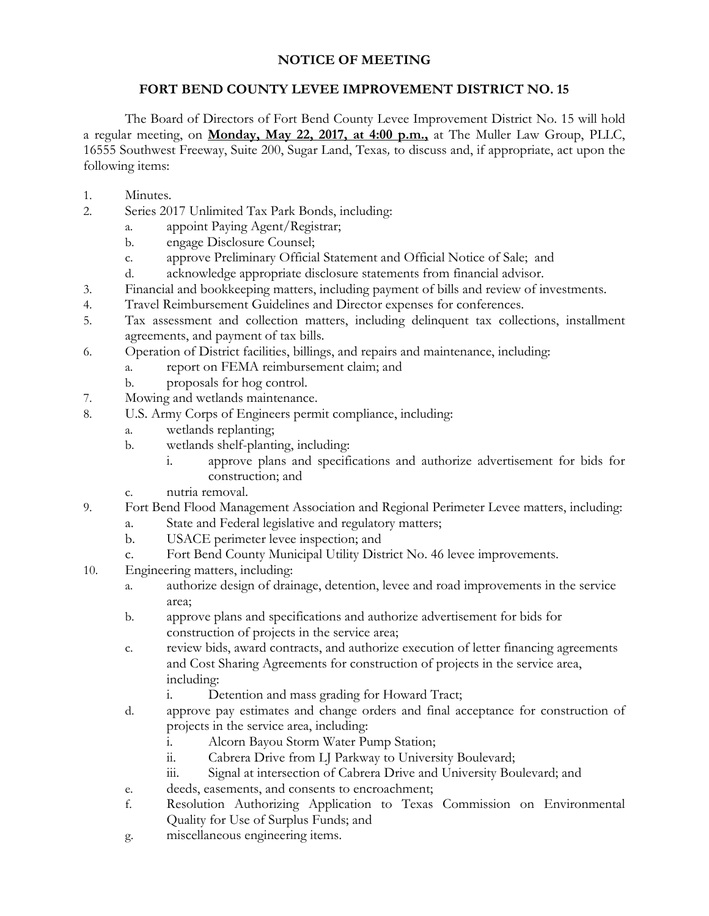# NOTICE OF MEETING

## FORT BEND COUNTY LEVEE IMPROVEMENT DISTRICT NO. 15

The Board of Directors of Fort Bend County Levee Improvement District No. 15 will hold a regular meeting, on **Monday, May 22, 2017, at 4:00 p.m.,** at The Muller Law Group, PLLC, 16555 Southwest Freeway, Suite 200, Sugar Land, Texas*,* to discuss and, if appropriate, act upon the following items:

1. Minutes.
2. Series 2017 Unlimited Tax Park Bonds, including:
   a. appoint Paying Agent/Registrar;
   b. engage Disclosure Counsel;
   c. approve Preliminary Official Statement and Official Notice of Sale; and
   d. acknowledge appropriate disclosure statements from financial advisor.
3. Financial and bookkeeping matters, including payment of bills and review of investments.
4. Travel Reimbursement Guidelines and Director expenses for conferences.
5. Tax assessment and collection matters, including delinquent tax collections, installment agreements, and payment of tax bills.
6. Operation of District facilities, billings, and repairs and maintenance, including:
   a. report on FEMA reimbursement claim; and
   b. proposals for hog control.
7. Mowing and wetlands maintenance.
8. U.S. Army Corps of Engineers permit compliance, including:
   a. wetlands replanting;
   b. wetlands shelf-planting, including:
      i. approve plans and specifications and authorize advertisement for bids for construction; and
   c. nutria removal.
9. Fort Bend Flood Management Association and Regional Perimeter Levee matters, including:
   a. State and Federal legislative and regulatory matters;
   b. USACE perimeter levee inspection; and
   c. Fort Bend County Municipal Utility District No. 46 levee improvements.
10. Engineering matters, including:
    a. authorize design of drainage, detention, levee and road improvements in the service area;
    b. approve plans and specifications and authorize advertisement for bids for construction of projects in the service area;
    c. review bids, award contracts, and authorize execution of letter financing agreements and Cost Sharing Agreements for construction of projects in the service area, including:
       i. Detention and mass grading for Howard Tract;
    d. approve pay estimates and change orders and final acceptance for construction of projects in the service area, including:
       i. Alcorn Bayou Storm Water Pump Station;
       ii. Cabrera Drive from LJ Parkway to University Boulevard;
       iii. Signal at intersection of Cabrera Drive and University Boulevard; and
    e. deeds, easements, and consents to encroachment;
    f. Resolution Authorizing Application to Texas Commission on Environmental Quality for Use of Surplus Funds; and
    g. miscellaneous engineering items.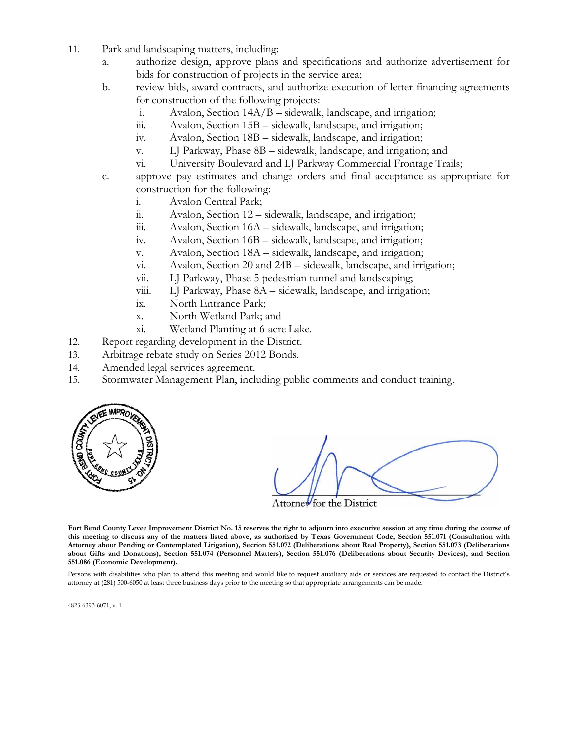11. Park and landscaping matters, including:
    a. authorize design, approve plans and specifications and authorize advertisement for bids for construction of projects in the service area;
    b. review bids, award contracts, and authorize execution of letter financing agreements for construction of the following projects:
        i. Avalon, Section 14A/B – sidewalk, landscape, and irrigation;
        iii. Avalon, Section 15B – sidewalk, landscape, and irrigation;
        iv. Avalon, Section 18B – sidewalk, landscape, and irrigation;
        v. LJ Parkway, Phase 8B – sidewalk, landscape, and irrigation; and
        vi. University Boulevard and LJ Parkway Commercial Frontage Trails;
    c. approve pay estimates and change orders and final acceptance as appropriate for construction for the following:
        i. Avalon Central Park;
        ii. Avalon, Section 12 – sidewalk, landscape, and irrigation;
        iii. Avalon, Section 16A – sidewalk, landscape, and irrigation;
        iv. Avalon, Section 16B – sidewalk, landscape, and irrigation;
        v. Avalon, Section 18A – sidewalk, landscape, and irrigation;
        vi. Avalon, Section 20 and 24B – sidewalk, landscape, and irrigation;
        vii. LJ Parkway, Phase 5 pedestrian tunnel and landscaping;
        viii. LJ Parkway, Phase 8A – sidewalk, landscape, and irrigation;
        ix. North Entrance Park;
        x. North Wetland Park; and
        xi. Wetland Planting at 6-acre Lake.
12. Report regarding development in the District.
13. Arbitrage rebate study on Series 2012 Bonds.
14. Amended legal services agreement.
15. Stormwater Management Plan, including public comments and conduct training.

FORT BEND COUNTY LEVEE IMPROVEMENT DISTRICT NO. 15 — FORT BEND COUNTY TEXAS

Attorney for the District

**Fort Bend County Levee Improvement District No. 15 reserves the right to adjourn into executive session at any time during the course of this meeting to discuss any of the matters listed above, as authorized by Texas Government Code, Section 551.071 (Consultation with Attorney about Pending or Contemplated Litigation), Section 551.072 (Deliberations about Real Property), Section 551.073 (Deliberations about Gifts and Donations), Section 551.074 (Personnel Matters), Section 551.076 (Deliberations about Security Devices), and Section 551.086 (Economic Development).**

Persons with disabilities who plan to attend this meeting and would like to request auxiliary aids or services are requested to contact the District's attorney at (281) 500-6050 at least three business days prior to the meeting so that appropriate arrangements can be made.

4823-6393-6071, v. 1